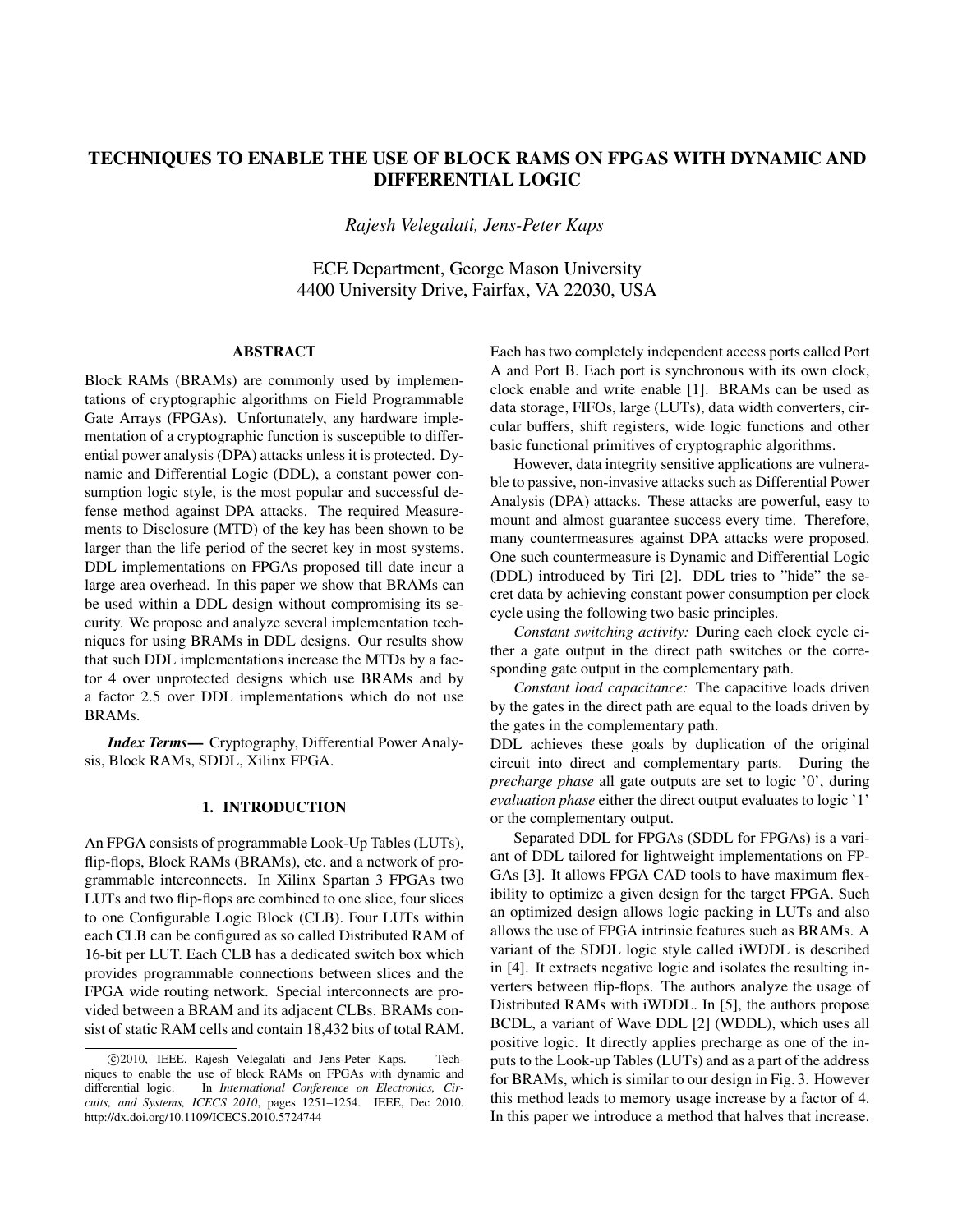# TECHNIQUES TO ENABLE THE USE OF BLOCK RAMS ON FPGAS WITH DYNAMIC AND DIFFERENTIAL LOGIC

*Rajesh Velegalati, Jens-Peter Kaps*

ECE Department, George Mason University
4400 University Drive, Fairfax, VA 22030, USA

## ABSTRACT

Block RAMs (BRAMs) are commonly used by implementations of cryptographic algorithms on Field Programmable Gate Arrays (FPGAs). Unfortunately, any hardware implementation of a cryptographic function is susceptible to differential power analysis (DPA) attacks unless it is protected. Dynamic and Differential Logic (DDL), a constant power consumption logic style, is the most popular and successful defense method against DPA attacks. The required Measurements to Disclosure (MTD) of the key has been shown to be larger than the life period of the secret key in most systems. DDL implementations on FPGAs proposed till date incur a large area overhead. In this paper we show that BRAMs can be used within a DDL design without compromising its security. We propose and analyze several implementation techniques for using BRAMs in DDL designs. Our results show that such DDL implementations increase the MTDs by a factor 4 over unprotected designs which use BRAMs and by a factor 2.5 over DDL implementations which do not use BRAMs.

***Index Terms—*** Cryptography, Differential Power Analysis, Block RAMs, SDDL, Xilinx FPGA.

## 1. INTRODUCTION

An FPGA consists of programmable Look-Up Tables (LUTs), flip-flops, Block RAMs (BRAMs), etc. and a network of programmable interconnects. In Xilinx Spartan 3 FPGAs two LUTs and two flip-flops are combined to one slice, four slices to one Configurable Logic Block (CLB). Four LUTs within each CLB can be configured as so called Distributed RAM of 16-bit per LUT. Each CLB has a dedicated switch box which provides programmable connections between slices and the FPGA wide routing network. Special interconnects are provided between a BRAM and its adjacent CLBs. BRAMs consist of static RAM cells and contain 18,432 bits of total RAM. Each has two completely independent access ports called Port A and Port B. Each port is synchronous with its own clock, clock enable and write enable [1]. BRAMs can be used as data storage, FIFOs, large (LUTs), data width converters, circular buffers, shift registers, wide logic functions and other basic functional primitives of cryptographic algorithms.

However, data integrity sensitive applications are vulnerable to passive, non-invasive attacks such as Differential Power Analysis (DPA) attacks. These attacks are powerful, easy to mount and almost guarantee success every time. Therefore, many countermeasures against DPA attacks were proposed. One such countermeasure is Dynamic and Differential Logic (DDL) introduced by Tiri [2]. DDL tries to "hide" the secret data by achieving constant power consumption per clock cycle using the following two basic principles.

*Constant switching activity:* During each clock cycle either a gate output in the direct path switches or the corresponding gate output in the complementary path.

*Constant load capacitance:* The capacitive loads driven by the gates in the direct path are equal to the loads driven by the gates in the complementary path.

DDL achieves these goals by duplication of the original circuit into direct and complementary parts. During the *precharge phase* all gate outputs are set to logic '0', during *evaluation phase* either the direct output evaluates to logic '1' or the complementary output.

Separated DDL for FPGAs (SDDL for FPGAs) is a variant of DDL tailored for lightweight implementations on FPGAs [3]. It allows FPGA CAD tools to have maximum flexibility to optimize a given design for the target FPGA. Such an optimized design allows logic packing in LUTs and also allows the use of FPGA intrinsic features such as BRAMs. A variant of the SDDL logic style called iWDDL is described in [4]. It extracts negative logic and isolates the resulting inverters between flip-flops. The authors analyze the usage of Distributed RAMs with iWDDL. In [5], the authors propose BCDL, a variant of Wave DDL [2] (WDDL), which uses all positive logic. It directly applies precharge as one of the inputs to the Look-up Tables (LUTs) and as a part of the address for BRAMs, which is similar to our design in Fig. 3. However this method leads to memory usage increase by a factor of 4. In this paper we introduce a method that halves that increase.

©2010, IEEE. Rajesh Velegalati and Jens-Peter Kaps. Techniques to enable the use of block RAMs on FPGAs with dynamic and differential logic. In *International Conference on Electronics, Circuits, and Systems, ICECS 2010*, pages 1251–1254. IEEE, Dec 2010. http://dx.doi.org/10.1109/ICECS.2010.5724744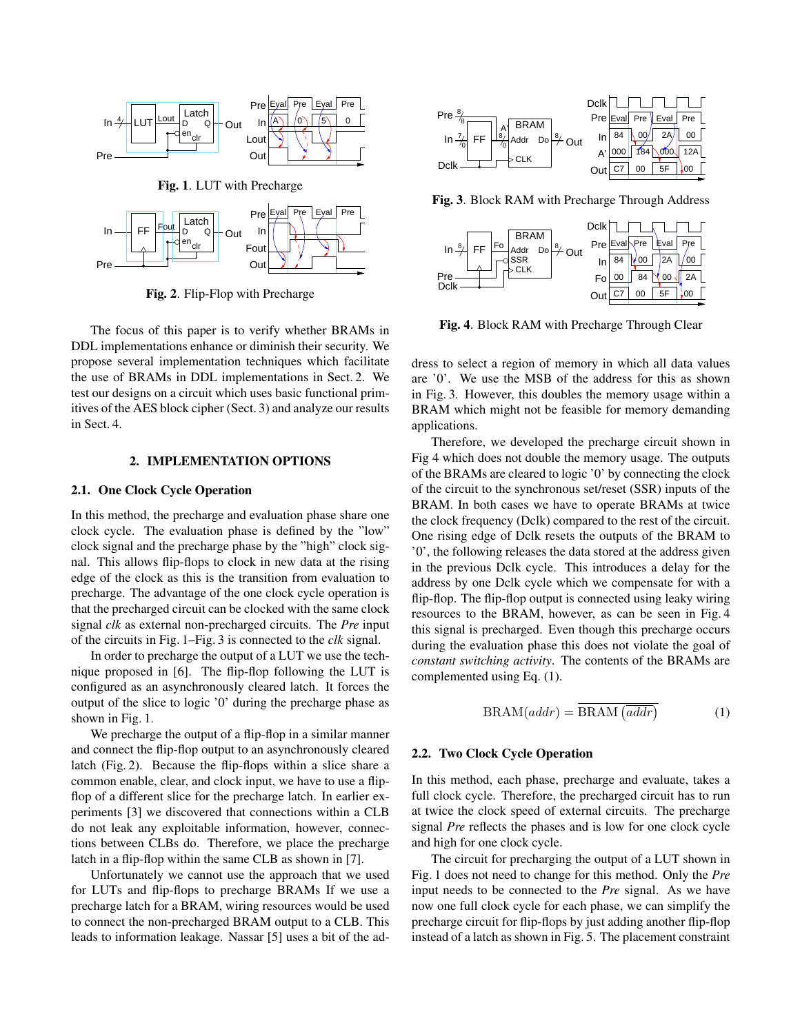Fig. 1. LUT with Precharge

Fig. 2. Flip-Flop with Precharge

Fig. 3. Block RAM with Precharge Through Address

Fig. 4. Block RAM with Precharge Through Clear

The focus of this paper is to verify whether BRAMs in DDL implementations enhance or diminish their security. We propose several implementation techniques which facilitate the use of BRAMs in DDL implementations in Sect. 2. We test our designs on a circuit which uses basic functional primitives of the AES block cipher (Sect. 3) and analyze our results in Sect. 4.

## 2. IMPLEMENTATION OPTIONS

### 2.1. One Clock Cycle Operation

In this method, the precharge and evaluation phase share one clock cycle. The evaluation phase is defined by the "low" clock signal and the precharge phase by the "high" clock signal. This allows flip-flops to clock in new data at the rising edge of the clock as this is the transition from evaluation to precharge. The advantage of the one clock cycle operation is that the precharged circuit can be clocked with the same clock signal *clk* as external non-precharged circuits. The *Pre* input of the circuits in Fig. 1–Fig. 3 is connected to the *clk* signal.

In order to precharge the output of a LUT we use the technique proposed in [6]. The flip-flop following the LUT is configured as an asynchronously cleared latch. It forces the output of the slice to logic '0' during the precharge phase as shown in Fig. 1.

We precharge the output of a flip-flop in a similar manner and connect the flip-flop output to an asynchronously cleared latch (Fig. 2). Because the flip-flops within a slice share a common enable, clear, and clock input, we have to use a flip-flop of a different slice for the precharge latch. In earlier experiments [3] we discovered that connections within a CLB do not leak any exploitable information, however, connections between CLBs do. Therefore, we place the precharge latch in a flip-flop within the same CLB as shown in [7].

Unfortunately we cannot use the approach that we used for LUTs and flip-flops to precharge BRAMs If we use a precharge latch for a BRAM, wiring resources would be used to connect the non-precharged BRAM output to a CLB. This leads to information leakage. Nassar [5] uses a bit of the address to select a region of memory in which all data values are '0'. We use the MSB of the address for this as shown in Fig. 3. However, this doubles the memory usage within a BRAM which might not be feasible for memory demanding applications.

Therefore, we developed the precharge circuit shown in Fig 4 which does not double the memory usage. The outputs of the BRAMs are cleared to logic '0' by connecting the clock of the circuit to the synchronous set/reset (SSR) inputs of the BRAM. In both cases we have to operate BRAMs at twice the clock frequency (Dclk) compared to the rest of the circuit. One rising edge of Dclk resets the outputs of the BRAM to '0', the following releases the data stored at the address given in the previous Dclk cycle. This introduces a delay for the address by one Dclk cycle which we compensate for with a flip-flop. The flip-flop output is connected using leaky wiring resources to the BRAM, however, as can be seen in Fig. 4 this signal is precharged. Even though this precharge occurs during the evaluation phase this does not violate the goal of *constant switching activity*. The contents of the BRAMs are complemented using Eq. (1).

$$\text{BRAM}(addr) = \overline{\text{BRAM}\left(\overline{addr}\right)} \tag{1}$$

### 2.2. Two Clock Cycle Operation

In this method, each phase, precharge and evaluate, takes a full clock cycle. Therefore, the precharged circuit has to run at twice the clock speed of external circuits. The precharge signal *Pre* reflects the phases and is low for one clock cycle and high for one clock cycle.

The circuit for precharging the output of a LUT shown in Fig. 1 does not need to change for this method. Only the *Pre* input needs to be connected to the *Pre* signal. As we have now one full clock cycle for each phase, we can simplify the precharge circuit for flip-flops by just adding another flip-flop instead of a latch as shown in Fig. 5. The placement constraint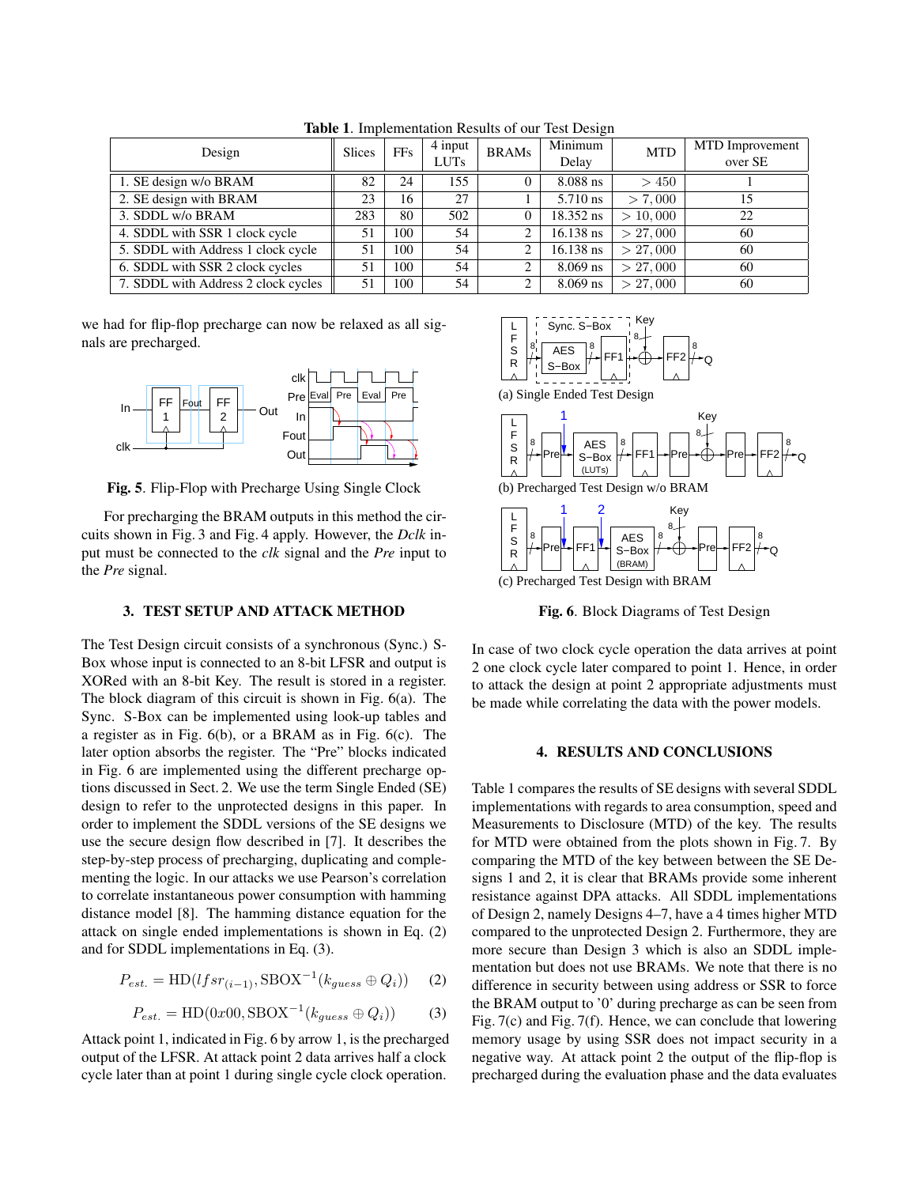**Table 1**. Implementation Results of our Test Design

| Design | Slices | FFs | 4 input LUTs | BRAMs | Minimum Delay | MTD | MTD Improvement over SE |
|---|---|---|---|---|---|---|---|
| 1. SE design w/o BRAM | 82 | 24 | 155 | 0 | 8.088 ns | $> 450$ | 1 |
| 2. SE design with BRAM | 23 | 16 | 27 | 1 | 5.710 ns | $> 7,000$ | 15 |
| 3. SDDL w/o BRAM | 283 | 80 | 502 | 0 | 18.352 ns | $> 10,000$ | 22 |
| 4. SDDL with SSR 1 clock cycle | 51 | 100 | 54 | 2 | 16.138 ns | $> 27,000$ | 60 |
| 5. SDDL with Address 1 clock cycle | 51 | 100 | 54 | 2 | 16.138 ns | $> 27,000$ | 60 |
| 6. SDDL with SSR 2 clock cycles | 51 | 100 | 54 | 2 | 8.069 ns | $> 27,000$ | 60 |
| 7. SDDL with Address 2 clock cycles | 51 | 100 | 54 | 2 | 8.069 ns | $> 27,000$ | 60 |

we had for flip-flop precharge can now be relaxed as all signals are precharged.

**Fig. 5**. Flip-Flop with Precharge Using Single Clock

For precharging the BRAM outputs in this method the circuits shown in Fig. 3 and Fig. 4 apply. However, the *Dclk* input must be connected to the *clk* signal and the *Pre* input to the *Pre* signal.

## 3. TEST SETUP AND ATTACK METHOD

The Test Design circuit consists of a synchronous (Sync.) S-Box whose input is connected to an 8-bit LFSR and output is XORed with an 8-bit Key. The result is stored in a register. The block diagram of this circuit is shown in Fig. 6(a). The Sync. S-Box can be implemented using look-up tables and a register as in Fig. 6(b), or a BRAM as in Fig. 6(c). The later option absorbs the register. The "Pre" blocks indicated in Fig. 6 are implemented using the different precharge options discussed in Sect. 2. We use the term Single Ended (SE) design to refer to the unprotected designs in this paper. In order to implement the SDDL versions of the SE designs we use the secure design flow described in [7]. It describes the step-by-step process of precharging, duplicating and complementing the logic. In our attacks we use Pearson's correlation to correlate instantaneous power consumption with hamming distance model [8]. The hamming distance equation for the attack on single ended implementations is shown in Eq. (2) and for SDDL implementations in Eq. (3).

$$P_{est.} = \mathrm{HD}(lfsr_{(i-1)}, \mathrm{SBOX}^{-1}(k_{guess} \oplus Q_i)) \quad (2)$$

$$P_{est.} = \mathrm{HD}(0x00, \mathrm{SBOX}^{-1}(k_{guess} \oplus Q_i)) \quad (3)$$

Attack point 1, indicated in Fig. 6 by arrow 1, is the precharged output of the LFSR. At attack point 2 data arrives half a clock cycle later than at point 1 during single cycle clock operation.

(a) Single Ended Test Design

(b) Precharged Test Design w/o BRAM

(c) Precharged Test Design with BRAM

**Fig. 6**. Block Diagrams of Test Design

In case of two clock cycle operation the data arrives at point 2 one clock cycle later compared to point 1. Hence, in order to attack the design at point 2 appropriate adjustments must be made while correlating the data with the power models.

## 4. RESULTS AND CONCLUSIONS

Table 1 compares the results of SE designs with several SDDL implementations with regards to area consumption, speed and Measurements to Disclosure (MTD) of the key. The results for MTD were obtained from the plots shown in Fig. 7. By comparing the MTD of the key between between the SE Designs 1 and 2, it is clear that BRAMs provide some inherent resistance against DPA attacks. All SDDL implementations of Design 2, namely Designs 4–7, have a 4 times higher MTD compared to the unprotected Design 2. Furthermore, they are more secure than Design 3 which is also an SDDL implementation but does not use BRAMs. We note that there is no difference in security between using address or SSR to force the BRAM output to '0' during precharge as can be seen from Fig. 7(c) and Fig. 7(f). Hence, we can conclude that lowering memory usage by using SSR does not impact security in a negative way. At attack point 2 the output of the flip-flop is precharged during the evaluation phase and the data evaluates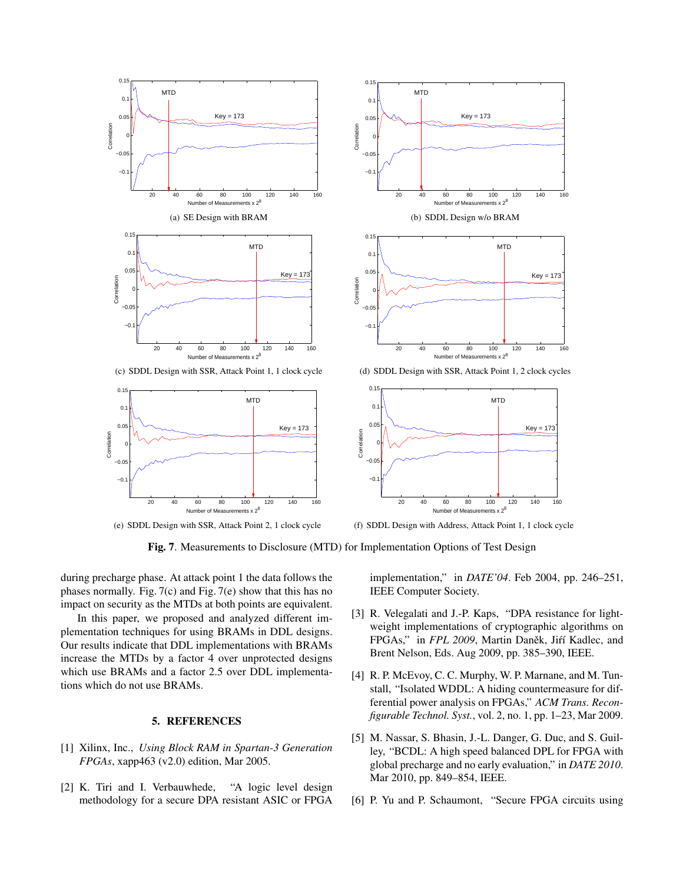(a) SE Design with BRAM

(b) SDDL Design w/o BRAM

(c) SDDL Design with SSR, Attack Point 1, 1 clock cycle

(d) SDDL Design with SSR, Attack Point 1, 2 clock cycles

(e) SDDL Design with SSR, Attack Point 2, 1 clock cycle

(f) SDDL Design with Address, Attack Point 1, 1 clock cycle

**Fig. 7**. Measurements to Disclosure (MTD) for Implementation Options of Test Design

during precharge phase. At attack point 1 the data follows the phases normally. Fig. 7(c) and Fig. 7(e) show that this has no impact on security as the MTDs at both points are equivalent.

In this paper, we proposed and analyzed different implementation techniques for using BRAMs in DDL designs. Our results indicate that DDL implementations with BRAMs increase the MTDs by a factor 4 over unprotected designs which use BRAMs and a factor 2.5 over DDL implementations which do not use BRAMs.

## 5. REFERENCES

[1] Xilinx, Inc., *Using Block RAM in Spartan-3 Generation FPGAs*, xapp463 (v2.0) edition, Mar 2005.

[2] K. Tiri and I. Verbauwhede, "A logic level design methodology for a secure DPA resistant ASIC or FPGA implementation," in *DATE'04*. Feb 2004, pp. 246–251, IEEE Computer Society.

[3] R. Velegalati and J.-P. Kaps, "DPA resistance for light-weight implementations of cryptographic algorithms on FPGAs," in *FPL 2009*, Martin Daněk, Jiří Kadlec, and Brent Nelson, Eds. Aug 2009, pp. 385–390, IEEE.

[4] R. P. McEvoy, C. C. Murphy, W. P. Marnane, and M. Tunstall, "Isolated WDDL: A hiding countermeasure for differential power analysis on FPGAs," *ACM Trans. Reconfigurable Technol. Syst.*, vol. 2, no. 1, pp. 1–23, Mar 2009.

[5] M. Nassar, S. Bhasin, J.-L. Danger, G. Duc, and S. Guilley, "BCDL: A high speed balanced DPL for FPGA with global precharge and no early evaluation," in *DATE 2010*. Mar 2010, pp. 849–854, IEEE.

[6] P. Yu and P. Schaumont, "Secure FPGA circuits using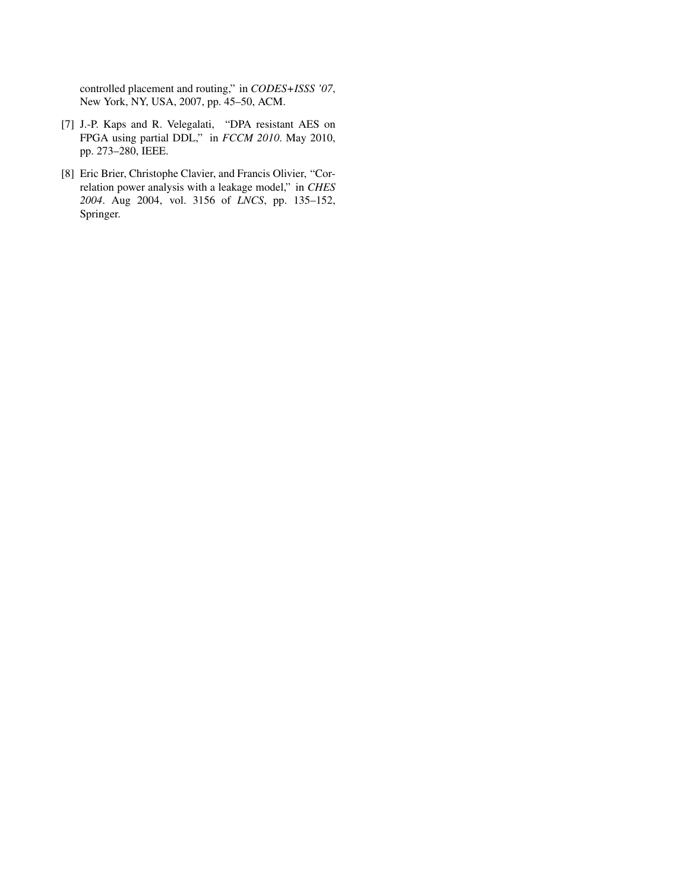controlled placement and routing," in *CODES+ISSS '07*, New York, NY, USA, 2007, pp. 45–50, ACM.

[7] J.-P. Kaps and R. Velegalati, "DPA resistant AES on FPGA using partial DDL," in *FCCM 2010*. May 2010, pp. 273–280, IEEE.

[8] Eric Brier, Christophe Clavier, and Francis Olivier, "Correlation power analysis with a leakage model," in *CHES 2004*. Aug 2004, vol. 3156 of *LNCS*, pp. 135–152, Springer.